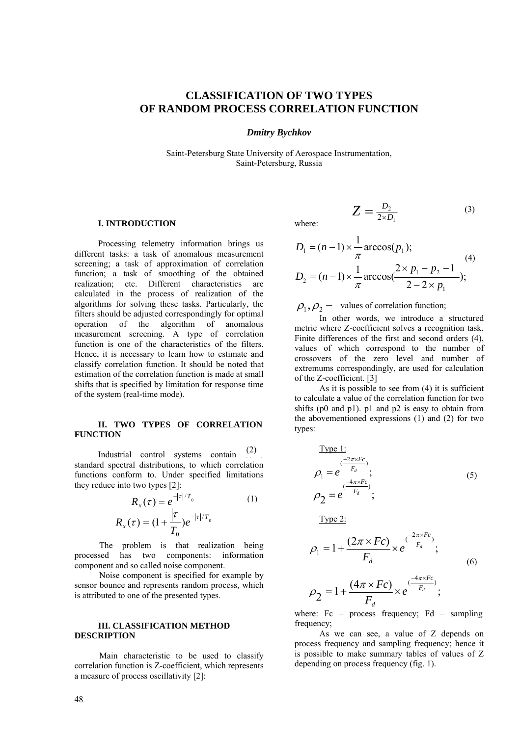# CLASSIFICATION OF TWO TYPES OF RANDOM PROCESS CORRELATION FUNCTION

***Dmitry Bychkov***

Saint-Petersburg State University of Aerospace Instrumentation, Saint-Petersburg, Russia

## I. INTRODUCTION

Processing telemetry information brings us different tasks: a task of anomalous measurement screening; a task of approximation of correlation function; a task of smoothing of the obtained realization; etc. Different characteristics are calculated in the process of realization of the algorithms for solving these tasks. Particularly, the filters should be adjusted correspondingly for optimal operation of the algorithm of anomalous measurement screening. A type of correlation function is one of the characteristics of the filters. Hence, it is necessary to learn how to estimate and classify correlation function. It should be noted that estimation of the correlation function is made at small shifts that is specified by limitation for response time of the system (real-time mode).

## II. TWO TYPES OF CORRELATION FUNCTION

Industrial control systems contain standard spectral distributions, to which correlation functions conform to. Under specified limitations they reduce into two types [2]:

$$R_x(\tau) = e^{-|\tau|/T_0} \tag{1}$$

$$R_x(\tau) = (1 + \frac{|\tau|}{T_0})e^{-|\tau|/T_0} \tag{2}$$

The problem is that realization being processed has two components: information component and so called noise component.

Noise component is specified for example by sensor bounce and represents random process, which is attributed to one of the presented types.

## III. CLASSIFICATION METHOD DESCRIPTION

Main characteristic to be used to classify correlation function is Z-coefficient, which represents a measure of process oscillativity [2]:

$$Z = \frac{D_2}{2 \times D_1} \tag{3}$$

where:

$$D_1 = (n-1) \times \frac{1}{\pi} \arccos(p_1);$$
$$D_2 = (n-1) \times \frac{1}{\pi} \arccos(\frac{2 \times p_1 - p_2 - 1}{2 - 2 \times p_1}); \tag{4}$$

$\rho_1, \rho_2 -$ values of correlation function;

In other words, we introduce a structured metric where Z-coefficient solves a recognition task. Finite differences of the first and second orders (4), values of which correspond to the number of crossovers of the zero level and number of extremums correspondingly, are used for calculation of the Z-coefficient. [3]

As it is possible to see from (4) it is sufficient to calculate a value of the correlation function for two shifts (p0 and p1). p1 and p2 is easy to obtain from the abovementioned expressions (1) and (2) for two types:

Type 1:

$$\rho_1 = e^{(\frac{-2\pi \times Fc}{F_d})};$$
$$\rho_2 = e^{(\frac{-4\pi \times Fc}{F_d})}; \tag{5}$$

Type 2:

$$\rho_1 = 1 + \frac{(2\pi \times Fc)}{F_d} \times e^{(\frac{-2\pi \times Fc}{F_d})};$$
$$\rho_2 = 1 + \frac{(4\pi \times Fc)}{F_d} \times e^{(\frac{-4\pi \times Fc}{F_d})}; \tag{6}$$

where: Fc – process frequency; Fd – sampling frequency;

As we can see, a value of Z depends on process frequency and sampling frequency; hence it is possible to make summary tables of values of Z depending on process frequency (fig. 1).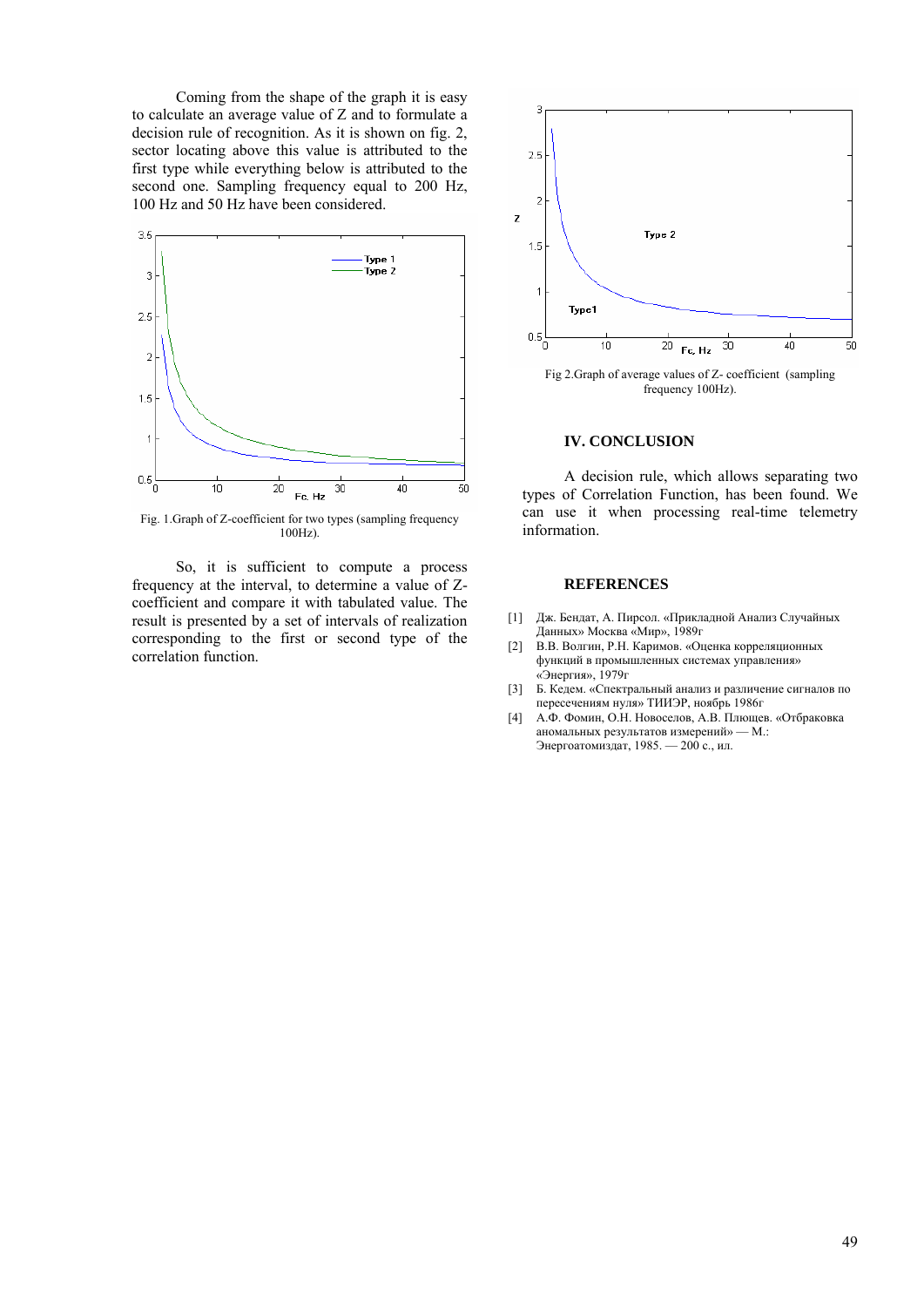Coming from the shape of the graph it is easy to calculate an average value of Z and to formulate a decision rule of recognition. As it is shown on fig. 2, sector locating above this value is attributed to the first type while everything below is attributed to the second one. Sampling frequency equal to 200 Hz, 100 Hz and 50 Hz have been considered.

3.5
3
2.5
2
1.5
1
0.5
0
10
20
30
40
50
Fc, Hz
Type 1
Type 2

Fig. 1.Graph of Z-coefficient for two types (sampling frequency 100Hz).

So, it is sufficient to compute a process frequency at the interval, to determine a value of Z-coefficient and compare it with tabulated value. The result is presented by a set of intervals of realization corresponding to the first or second type of the correlation function.

3
2.5
2
1.5
1
0.5
0
10
20
30
40
50
Fc, Hz
Z
Type 2
Type1

Fig 2.Graph of average values of Z- coefficient (sampling frequency 100Hz).

## IV. CONCLUSION

A decision rule, which allows separating two types of Correlation Function, has been found. We can use it when processing real-time telemetry information.

## REFERENCES

[1] Дж. Бендат, А. Пирсол. «Прикладной Анализ Случайных Данных» Москва «Мир», 1989г

[2] В.В. Волгин, Р.Н. Каримов. «Оценка корреляционных функций в промышленных системах управления» «Энергия», 1979г

[3] Б. Кедем. «Спектральный анализ и различение сигналов по пересечениям нуля» ТИИЭР, ноябрь 1986г

[4] А.Ф. Фомин, О.Н. Новоселов, А.В. Плющев. «Отбраковка аномальных результатов измерений» — М.: Энергоатомиздат, 1985. — 200 с., ил.